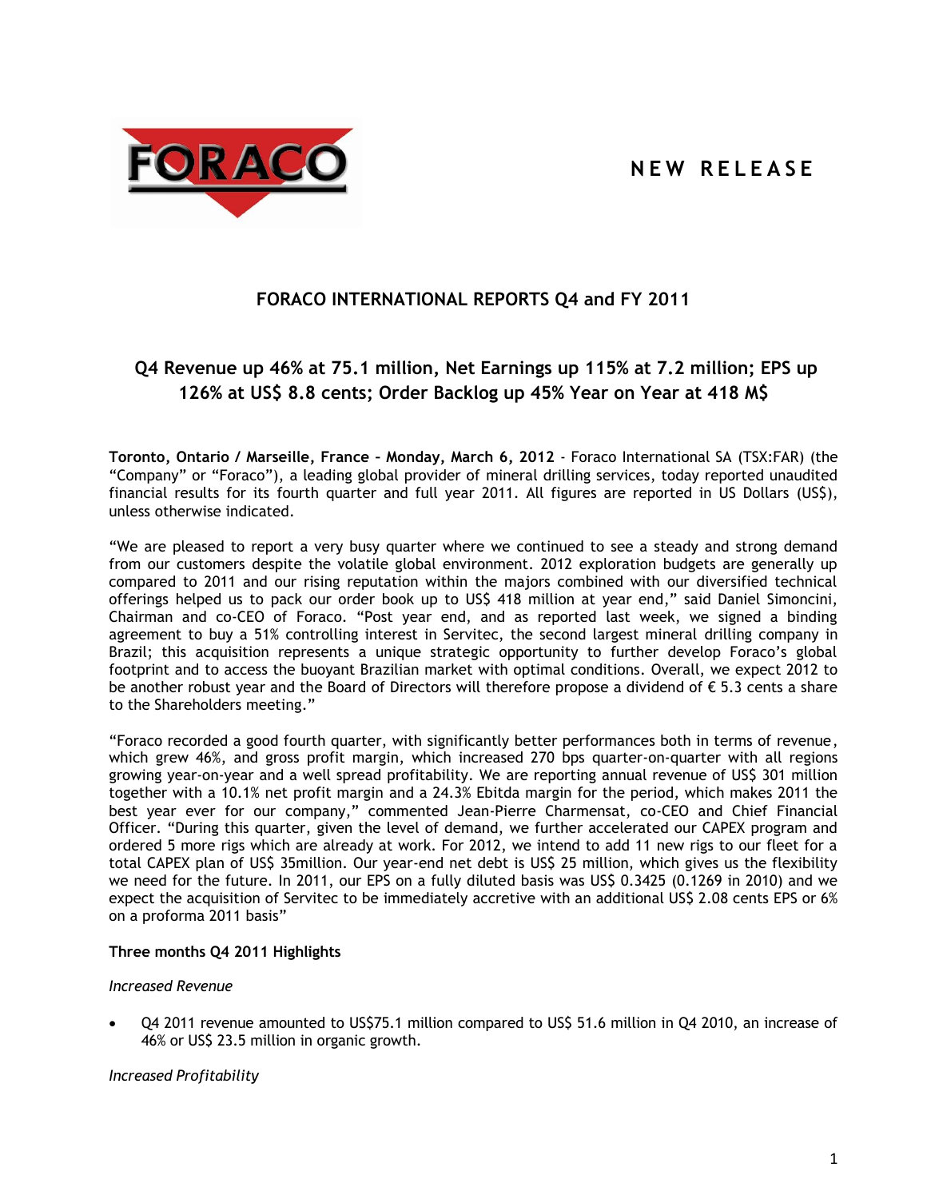NEW RELEASE

## FORACO INTERNATIONAL REPORTS Q4 and FY 2011

### Q4 Revenue up 46% at 75.1 million, Net Earnings up 115% at 7.2 million; EPS up 126% at US$ 8.8 cents; Order Backlog up 45% Year on Year at 418 M$

**Toronto, Ontario / Marseille, France – Monday, March 6, 2012** - Foraco International SA (TSX:FAR) (the "Company" or "Foraco"), a leading global provider of mineral drilling services, today reported unaudited financial results for its fourth quarter and full year 2011. All figures are reported in US Dollars (US$), unless otherwise indicated.

"We are pleased to report a very busy quarter where we continued to see a steady and strong demand from our customers despite the volatile global environment. 2012 exploration budgets are generally up compared to 2011 and our rising reputation within the majors combined with our diversified technical offerings helped us to pack our order book up to US$ 418 million at year end," said Daniel Simoncini, Chairman and co-CEO of Foraco. "Post year end, and as reported last week, we signed a binding agreement to buy a 51% controlling interest in Servitec, the second largest mineral drilling company in Brazil; this acquisition represents a unique strategic opportunity to further develop Foraco's global footprint and to access the buoyant Brazilian market with optimal conditions. Overall, we expect 2012 to be another robust year and the Board of Directors will therefore propose a dividend of € 5.3 cents a share to the Shareholders meeting."

"Foraco recorded a good fourth quarter, with significantly better performances both in terms of revenue, which grew 46%, and gross profit margin, which increased 270 bps quarter-on-quarter with all regions growing year-on-year and a well spread profitability. We are reporting annual revenue of US$ 301 million together with a 10.1% net profit margin and a 24.3% Ebitda margin for the period, which makes 2011 the best year ever for our company," commented Jean-Pierre Charmensat, co-CEO and Chief Financial Officer. "During this quarter, given the level of demand, we further accelerated our CAPEX program and ordered 5 more rigs which are already at work. For 2012, we intend to add 11 new rigs to our fleet for a total CAPEX plan of US$ 35million. Our year-end net debt is US$ 25 million, which gives us the flexibility we need for the future. In 2011, our EPS on a fully diluted basis was US$ 0.3425 (0.1269 in 2010) and we expect the acquisition of Servitec to be immediately accretive with an additional US$ 2.08 cents EPS or 6% on a proforma 2011 basis"

**Three months Q4 2011 Highlights**

*Increased Revenue*

- Q4 2011 revenue amounted to US$75.1 million compared to US$ 51.6 million in Q4 2010, an increase of 46% or US$ 23.5 million in organic growth.

*Increased Profitability*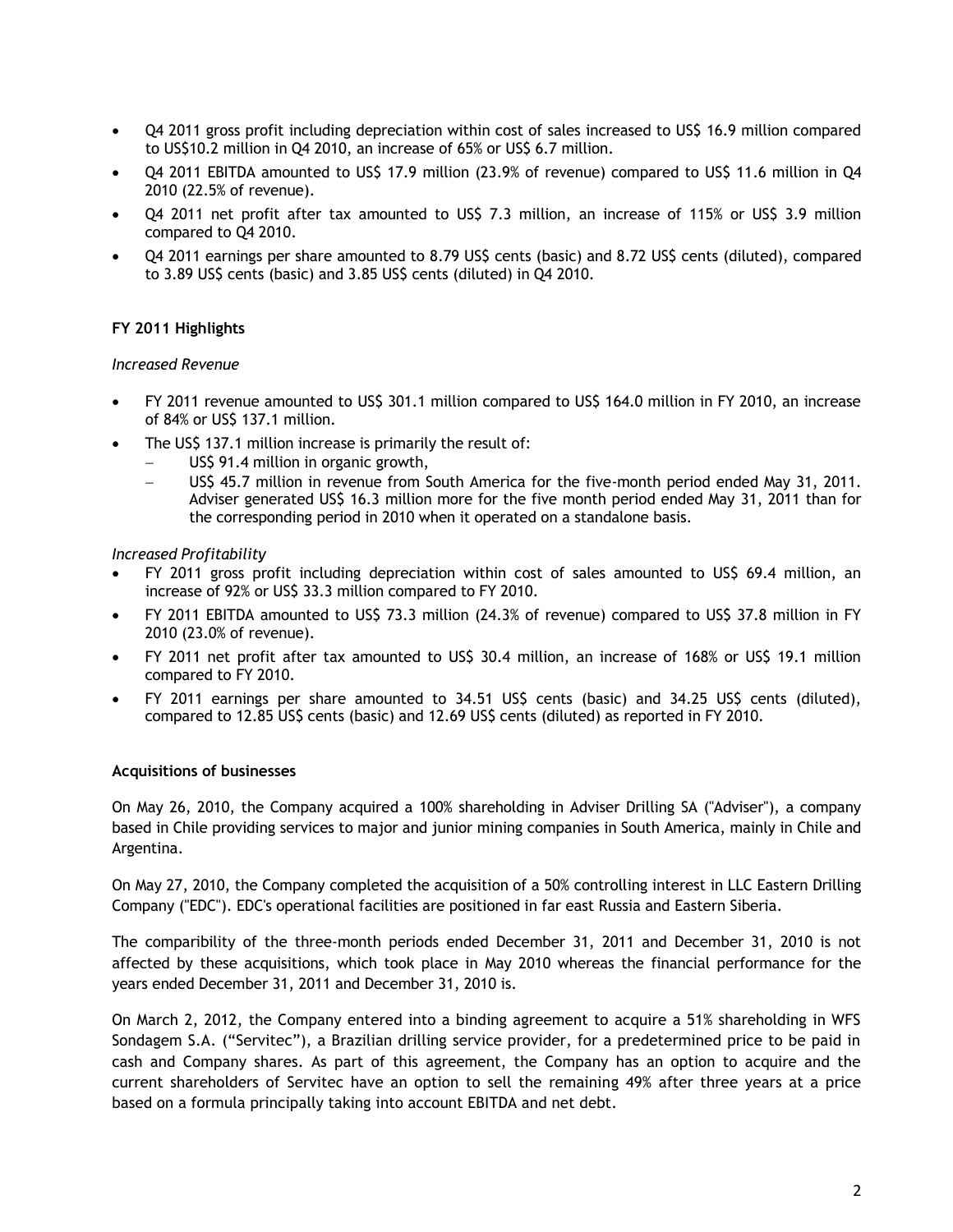- Q4 2011 gross profit including depreciation within cost of sales increased to US$ 16.9 million compared to US$10.2 million in Q4 2010, an increase of 65% or US$ 6.7 million.
- Q4 2011 EBITDA amounted to US$ 17.9 million (23.9% of revenue) compared to US$ 11.6 million in Q4 2010 (22.5% of revenue).
- Q4 2011 net profit after tax amounted to US$ 7.3 million, an increase of 115% or US$ 3.9 million compared to Q4 2010.
- Q4 2011 earnings per share amounted to 8.79 US$ cents (basic) and 8.72 US$ cents (diluted), compared to 3.89 US$ cents (basic) and 3.85 US$ cents (diluted) in Q4 2010.

**FY 2011 Highlights**

*Increased Revenue*

- FY 2011 revenue amounted to US$ 301.1 million compared to US$ 164.0 million in FY 2010, an increase of 84% or US$ 137.1 million.
- The US$ 137.1 million increase is primarily the result of:
  - US$ 91.4 million in organic growth,
  - US$ 45.7 million in revenue from South America for the five-month period ended May 31, 2011. Adviser generated US$ 16.3 million more for the five month period ended May 31, 2011 than for the corresponding period in 2010 when it operated on a standalone basis.

*Increased Profitability*

- FY 2011 gross profit including depreciation within cost of sales amounted to US$ 69.4 million, an increase of 92% or US$ 33.3 million compared to FY 2010.
- FY 2011 EBITDA amounted to US$ 73.3 million (24.3% of revenue) compared to US$ 37.8 million in FY 2010 (23.0% of revenue).
- FY 2011 net profit after tax amounted to US$ 30.4 million, an increase of 168% or US$ 19.1 million compared to FY 2010.
- FY 2011 earnings per share amounted to 34.51 US$ cents (basic) and 34.25 US$ cents (diluted), compared to 12.85 US$ cents (basic) and 12.69 US$ cents (diluted) as reported in FY 2010.

**Acquisitions of businesses**

On May 26, 2010, the Company acquired a 100% shareholding in Adviser Drilling SA ("Adviser"), a company based in Chile providing services to major and junior mining companies in South America, mainly in Chile and Argentina.

On May 27, 2010, the Company completed the acquisition of a 50% controlling interest in LLC Eastern Drilling Company ("EDC"). EDC's operational facilities are positioned in far east Russia and Eastern Siberia.

The comparibility of the three-month periods ended December 31, 2011 and December 31, 2010 is not affected by these acquisitions, which took place in May 2010 whereas the financial performance for the years ended December 31, 2011 and December 31, 2010 is.

On March 2, 2012, the Company entered into a binding agreement to acquire a 51% shareholding in WFS Sondagem S.A. ("Servitec"), a Brazilian drilling service provider, for a predetermined price to be paid in cash and Company shares. As part of this agreement, the Company has an option to acquire and the current shareholders of Servitec have an option to sell the remaining 49% after three years at a price based on a formula principally taking into account EBITDA and net debt.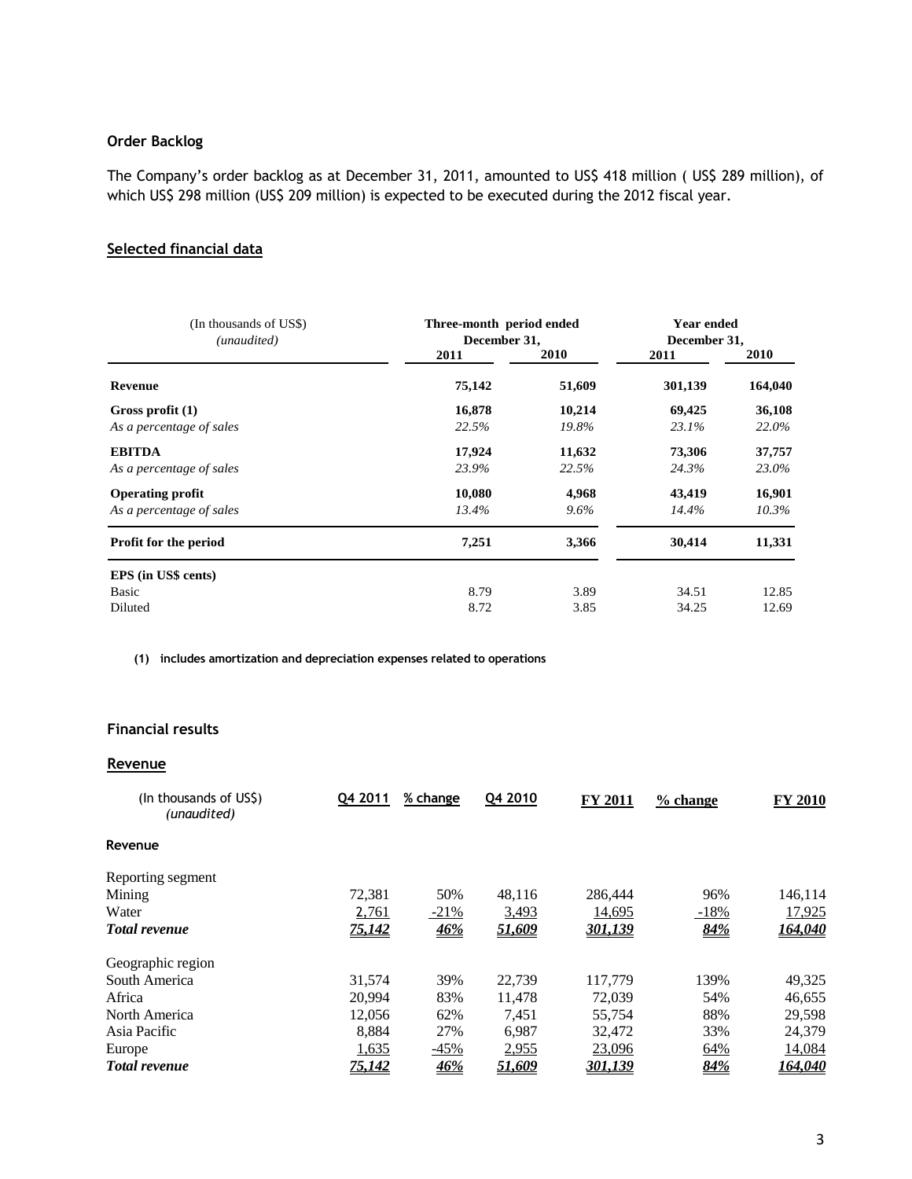### Order Backlog

The Company's order backlog as at December 31, 2011, amounted to US$ 418 million ( US$ 289 million), of which US$ 298 million (US$ 209 million) is expected to be executed during the 2012 fiscal year.

### Selected financial data

| (In thousands of US$) *(unaudited)* | Three-month period ended December 31, | | Year ended December 31, | |
|---|---|---|---|---|
| | 2011 | 2010 | 2011 | 2010 |
| **Revenue** | **75,142** | **51,609** | **301,139** | **164,040** |
| **Gross profit (1)** | **16,878** | **10,214** | **69,425** | **36,108** |
| *As a percentage of sales* | *22.5%* | *19.8%* | *23.1%* | *22.0%* |
| **EBITDA** | **17,924** | **11,632** | **73,306** | **37,757** |
| *As a percentage of sales* | *23.9%* | *22.5%* | *24.3%* | *23.0%* |
| **Operating profit** | **10,080** | **4,968** | **43,419** | **16,901** |
| *As a percentage of sales* | *13.4%* | *9.6%* | *14.4%* | *10.3%* |
| **Profit for the period** | **7,251** | **3,366** | **30,414** | **11,331** |
| **EPS (in US$ cents)** | | | | |
| Basic | 8.79 | 3.89 | 34.51 | 12.85 |
| Diluted | 8.72 | 3.85 | 34.25 | 12.69 |

**(1) includes amortization and depreciation expenses related to operations**

### Financial results

#### Revenue

| (In thousands of US$) *(unaudited)* | Q4 2011 | % change | Q4 2010 | FY 2011 | % change | FY 2010 |
|---|---|---|---|---|---|---|
| **Revenue** | | | | | | |
| Reporting segment | | | | | | |
| Mining | 72,381 | 50% | 48,116 | 286,444 | 96% | 146,114 |
| Water | 2,761 | -21% | 3,493 | 14,695 | -18% | 17,925 |
| ***Total revenue*** | ***75,142*** | ***46%*** | ***51,609*** | ***301,139*** | ***84%*** | ***164,040*** |
| Geographic region | | | | | | |
| South America | 31,574 | 39% | 22,739 | 117,779 | 139% | 49,325 |
| Africa | 20,994 | 83% | 11,478 | 72,039 | 54% | 46,655 |
| North America | 12,056 | 62% | 7,451 | 55,754 | 88% | 29,598 |
| Asia Pacific | 8,884 | 27% | 6,987 | 32,472 | 33% | 24,379 |
| Europe | 1,635 | -45% | 2,955 | 23,096 | 64% | 14,084 |
| ***Total revenue*** | ***75,142*** | ***46%*** | ***51,609*** | ***301,139*** | ***84%*** | ***164,040*** |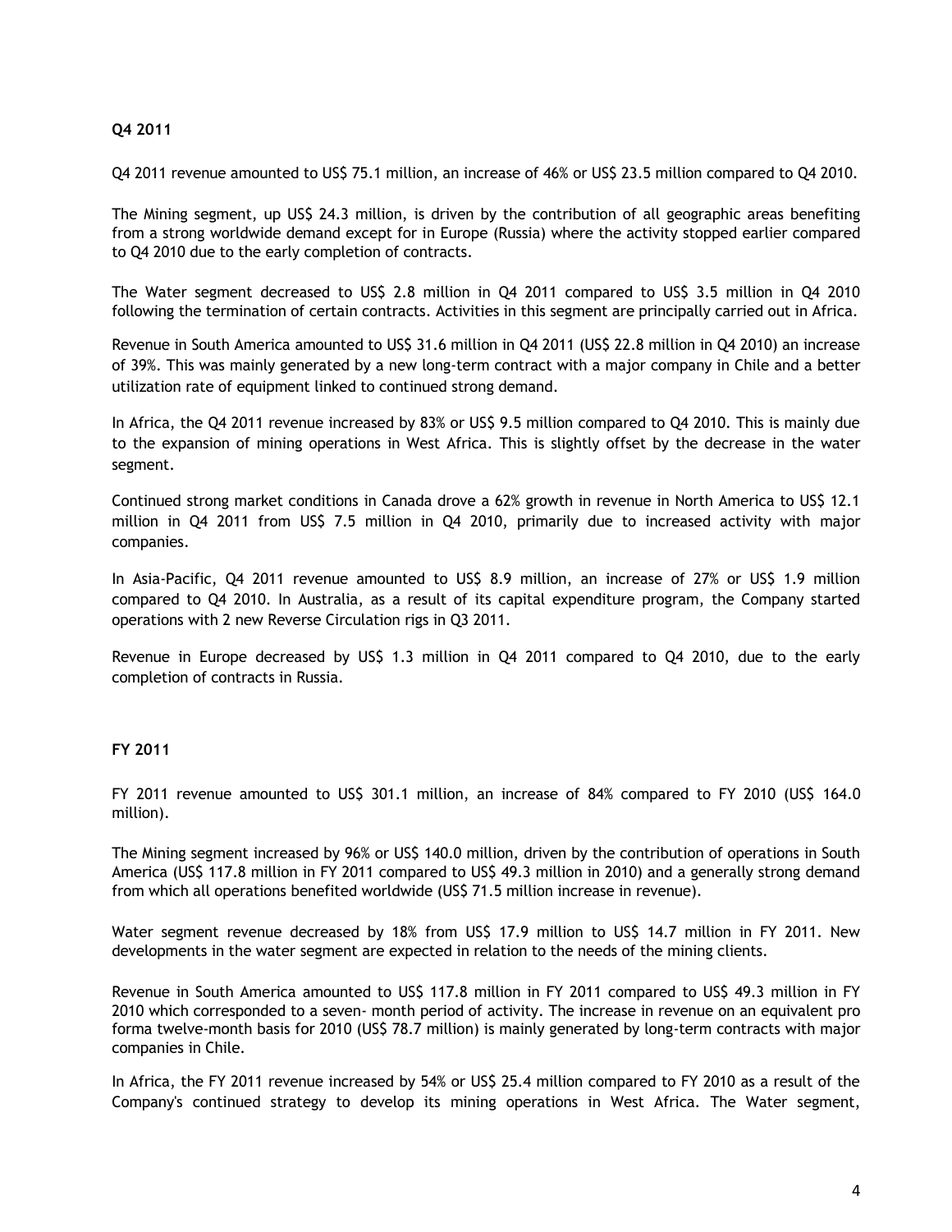**Q4 2011**

Q4 2011 revenue amounted to US$ 75.1 million, an increase of 46% or US$ 23.5 million compared to Q4 2010.

The Mining segment, up US$ 24.3 million, is driven by the contribution of all geographic areas benefiting from a strong worldwide demand except for in Europe (Russia) where the activity stopped earlier compared to Q4 2010 due to the early completion of contracts.

The Water segment decreased to US$ 2.8 million in Q4 2011 compared to US$ 3.5 million in Q4 2010 following the termination of certain contracts. Activities in this segment are principally carried out in Africa.

Revenue in South America amounted to US$ 31.6 million in Q4 2011 (US$ 22.8 million in Q4 2010) an increase of 39%. This was mainly generated by a new long-term contract with a major company in Chile and a better utilization rate of equipment linked to continued strong demand.

In Africa, the Q4 2011 revenue increased by 83% or US$ 9.5 million compared to Q4 2010. This is mainly due to the expansion of mining operations in West Africa. This is slightly offset by the decrease in the water segment.

Continued strong market conditions in Canada drove a 62% growth in revenue in North America to US$ 12.1 million in Q4 2011 from US$ 7.5 million in Q4 2010, primarily due to increased activity with major companies.

In Asia-Pacific, Q4 2011 revenue amounted to US$ 8.9 million, an increase of 27% or US$ 1.9 million compared to Q4 2010. In Australia, as a result of its capital expenditure program, the Company started operations with 2 new Reverse Circulation rigs in Q3 2011.

Revenue in Europe decreased by US$ 1.3 million in Q4 2011 compared to Q4 2010, due to the early completion of contracts in Russia.

**FY 2011**

FY 2011 revenue amounted to US$ 301.1 million, an increase of 84% compared to FY 2010 (US$ 164.0 million).

The Mining segment increased by 96% or US$ 140.0 million, driven by the contribution of operations in South America (US$ 117.8 million in FY 2011 compared to US$ 49.3 million in 2010) and a generally strong demand from which all operations benefited worldwide (US$ 71.5 million increase in revenue).

Water segment revenue decreased by 18% from US$ 17.9 million to US$ 14.7 million in FY 2011. New developments in the water segment are expected in relation to the needs of the mining clients.

Revenue in South America amounted to US$ 117.8 million in FY 2011 compared to US$ 49.3 million in FY 2010 which corresponded to a seven- month period of activity. The increase in revenue on an equivalent pro forma twelve-month basis for 2010 (US$ 78.7 million) is mainly generated by long-term contracts with major companies in Chile.

In Africa, the FY 2011 revenue increased by 54% or US$ 25.4 million compared to FY 2010 as a result of the Company's continued strategy to develop its mining operations in West Africa. The Water segment,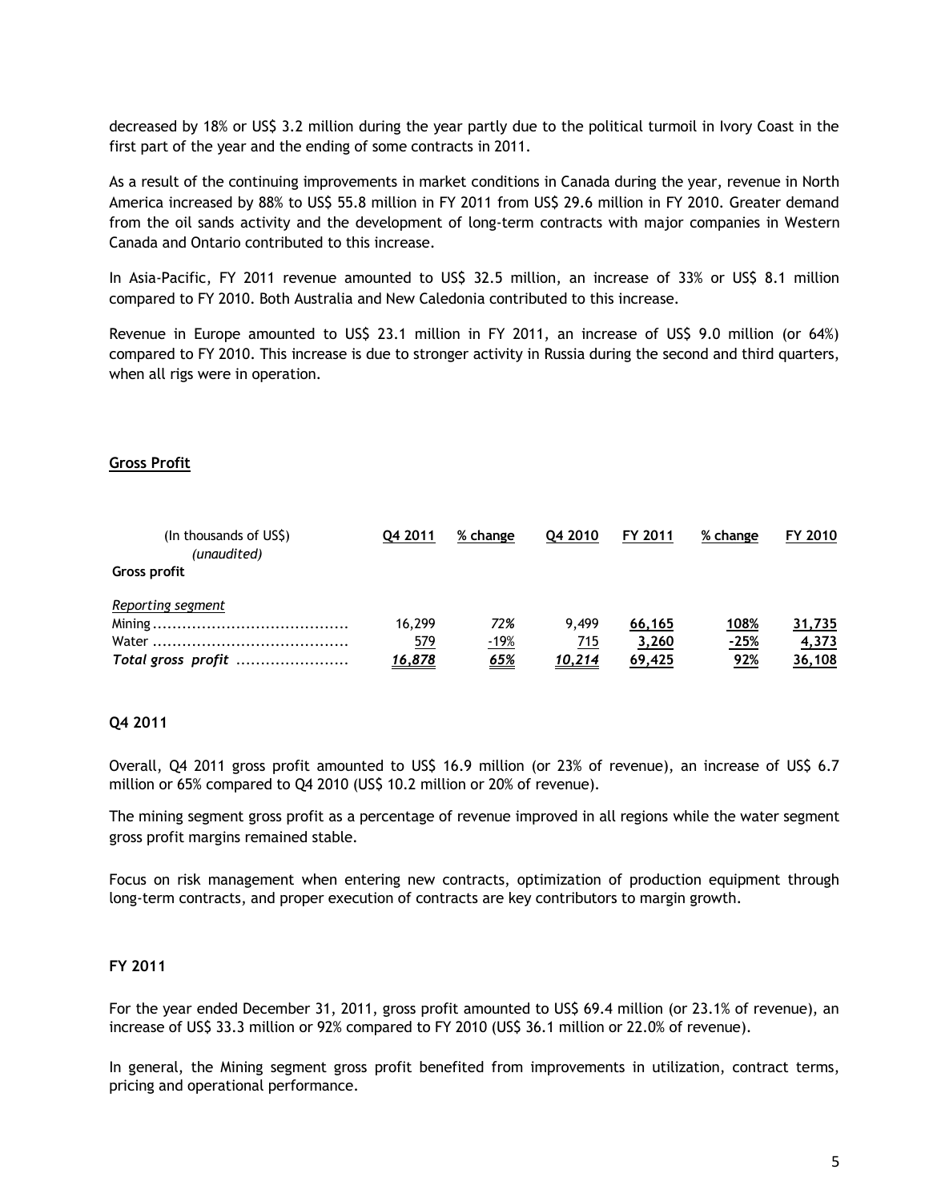decreased by 18% or US$ 3.2 million during the year partly due to the political turmoil in Ivory Coast in the first part of the year and the ending of some contracts in 2011.

As a result of the continuing improvements in market conditions in Canada during the year, revenue in North America increased by 88% to US$ 55.8 million in FY 2011 from US$ 29.6 million in FY 2010. Greater demand from the oil sands activity and the development of long-term contracts with major companies in Western Canada and Ontario contributed to this increase.

In Asia-Pacific, FY 2011 revenue amounted to US$ 32.5 million, an increase of 33% or US$ 8.1 million compared to FY 2010. Both Australia and New Caledonia contributed to this increase.

Revenue in Europe amounted to US$ 23.1 million in FY 2011, an increase of US$ 9.0 million (or 64%) compared to FY 2010. This increase is due to stronger activity in Russia during the second and third quarters, when all rigs were in operation.

## Gross Profit

| (In thousands of US$) *(unaudited)* | Q4 2011 | % change | Q4 2010 | FY 2011 | % change | FY 2010 |
|---|---|---|---|---|---|---|
| **Gross profit** | | | | | | |
| *Reporting segment* | | | | | | |
| Mining | 16,299 | *72%* | 9,499 | 66,165 | 108% | 31,735 |
| Water | 579 | -19% | 715 | 3,260 | -25% | 4,373 |
| ***Total gross profit*** | ***16,878*** | ***65%*** | ***10,214*** | **69,425** | **92%** | **36,108** |

### Q4 2011

Overall, Q4 2011 gross profit amounted to US$ 16.9 million (or 23% of revenue), an increase of US$ 6.7 million or 65% compared to Q4 2010 (US$ 10.2 million or 20% of revenue).

The mining segment gross profit as a percentage of revenue improved in all regions while the water segment gross profit margins remained stable.

Focus on risk management when entering new contracts, optimization of production equipment through long-term contracts, and proper execution of contracts are key contributors to margin growth.

### FY 2011

For the year ended December 31, 2011, gross profit amounted to US$ 69.4 million (or 23.1% of revenue), an increase of US$ 33.3 million or 92% compared to FY 2010 (US$ 36.1 million or 22.0% of revenue).

In general, the Mining segment gross profit benefited from improvements in utilization, contract terms, pricing and operational performance.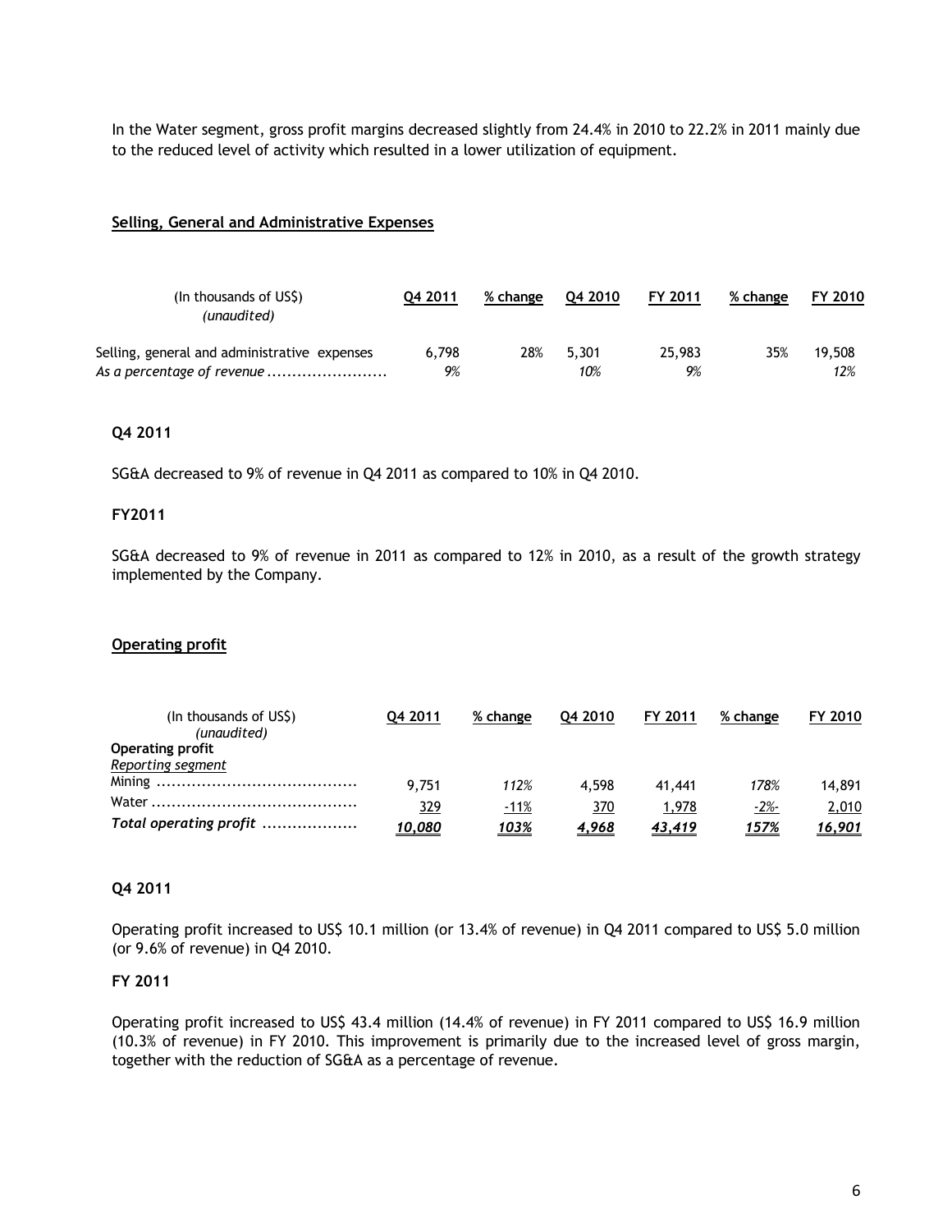In the Water segment, gross profit margins decreased slightly from 24.4% in 2010 to 22.2% in 2011 mainly due to the reduced level of activity which resulted in a lower utilization of equipment.

## Selling, General and Administrative Expenses

| (In thousands of US$) *(unaudited)* | Q4 2011 | % change | Q4 2010 | FY 2011 | % change | FY 2010 |
|---|---|---|---|---|---|---|
| Selling, general and administrative expenses | 6,798 | 28% | 5,301 | 25,983 | 35% | 19,508 |
| *As a percentage of revenue ........................* | *9%* | | *10%* | *9%* | | *12%* |

**Q4 2011**

SG&A decreased to 9% of revenue in Q4 2011 as compared to 10% in Q4 2010.

**FY2011**

SG&A decreased to 9% of revenue in 2011 as compared to 12% in 2010, as a result of the growth strategy implemented by the Company.

## Operating profit

| (In thousands of US$) *(unaudited)* | Q4 2011 | % change | Q4 2010 | FY 2011 | % change | FY 2010 |
|---|---|---|---|---|---|---|
| **Operating profit** | | | | | | |
| *Reporting segment* | | | | | | |
| Mining ........................................ | 9,751 | *112%* | 4,598 | 41,441 | *178%* | 14,891 |
| Water ......................................... | 329 | *-11%* | 370 | 1,978 | *-2%-* | 2,010 |
| ***Total operating profit ...................*** | ***10,080*** | ***103%*** | ***4,968*** | ***43,419*** | ***157%*** | ***16,901*** |

**Q4 2011**

Operating profit increased to US$ 10.1 million (or 13.4% of revenue) in Q4 2011 compared to US$ 5.0 million (or 9.6% of revenue) in Q4 2010.

**FY 2011**

Operating profit increased to US$ 43.4 million (14.4% of revenue) in FY 2011 compared to US$ 16.9 million (10.3% of revenue) in FY 2010. This improvement is primarily due to the increased level of gross margin, together with the reduction of SG&A as a percentage of revenue.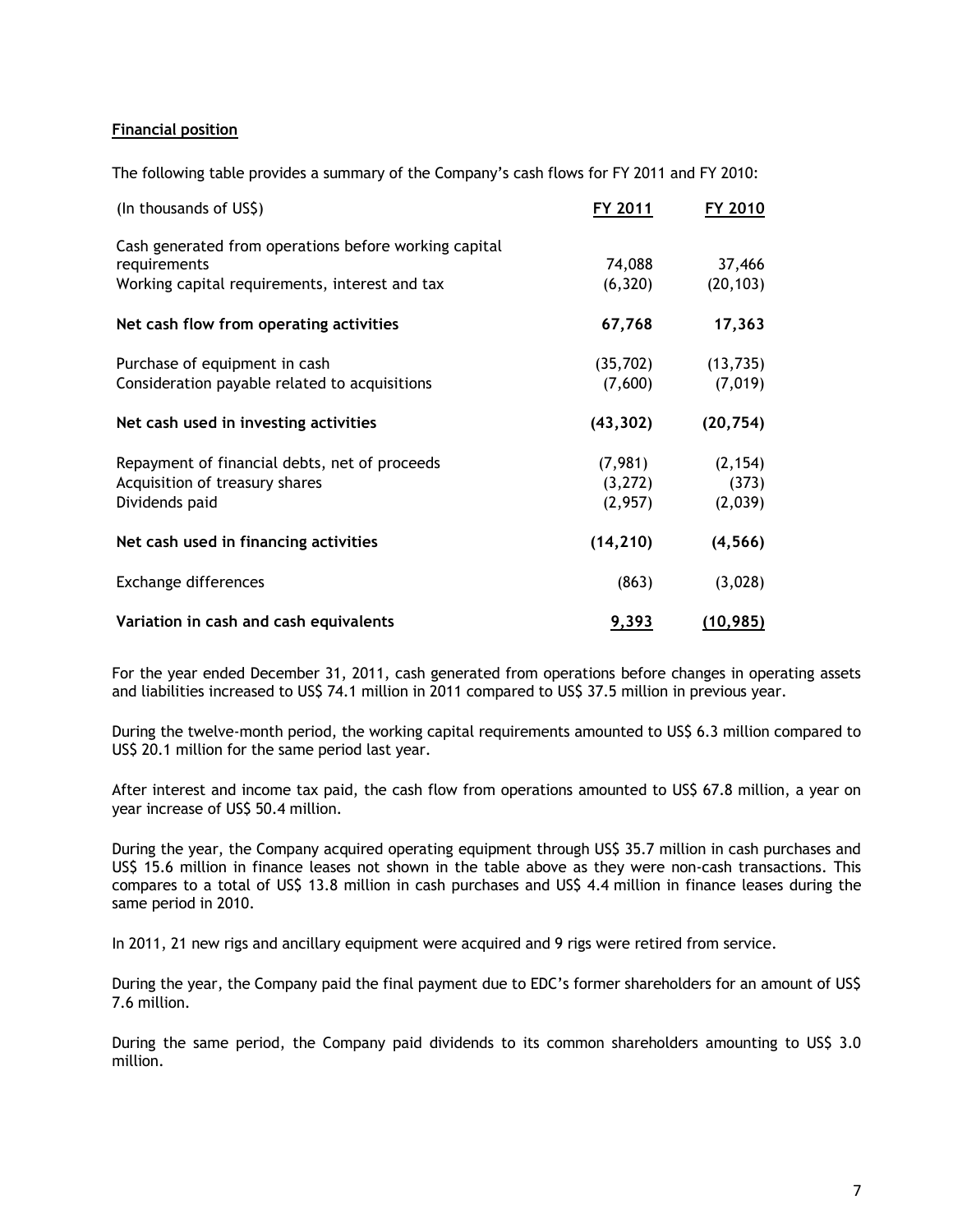**Financial position**

The following table provides a summary of the Company's cash flows for FY 2011 and FY 2010:

| (In thousands of US$) | FY 2011 | FY 2010 |
|---|---|---|
| Cash generated from operations before working capital requirements | 74,088 | 37,466 |
| Working capital requirements, interest and tax | (6,320) | (20,103) |
| **Net cash flow from operating activities** | **67,768** | **17,363** |
| Purchase of equipment in cash | (35,702) | (13,735) |
| Consideration payable related to acquisitions | (7,600) | (7,019) |
| **Net cash used in investing activities** | **(43,302)** | **(20,754)** |
| Repayment of financial debts, net of proceeds | (7,981) | (2,154) |
| Acquisition of treasury shares | (3,272) | (373) |
| Dividends paid | (2,957) | (2,039) |
| **Net cash used in financing activities** | **(14,210)** | **(4,566)** |
| Exchange differences | (863) | (3,028) |
| **Variation in cash and cash equivalents** | **9,393** | **(10,985)** |

For the year ended December 31, 2011, cash generated from operations before changes in operating assets and liabilities increased to US$ 74.1 million in 2011 compared to US$ 37.5 million in previous year.

During the twelve-month period, the working capital requirements amounted to US$ 6.3 million compared to US$ 20.1 million for the same period last year.

After interest and income tax paid, the cash flow from operations amounted to US$ 67.8 million, a year on year increase of US$ 50.4 million.

During the year, the Company acquired operating equipment through US$ 35.7 million in cash purchases and US$ 15.6 million in finance leases not shown in the table above as they were non-cash transactions. This compares to a total of US$ 13.8 million in cash purchases and US$ 4.4 million in finance leases during the same period in 2010.

In 2011, 21 new rigs and ancillary equipment were acquired and 9 rigs were retired from service.

During the year, the Company paid the final payment due to EDC's former shareholders for an amount of US$ 7.6 million.

During the same period, the Company paid dividends to its common shareholders amounting to US$ 3.0 million.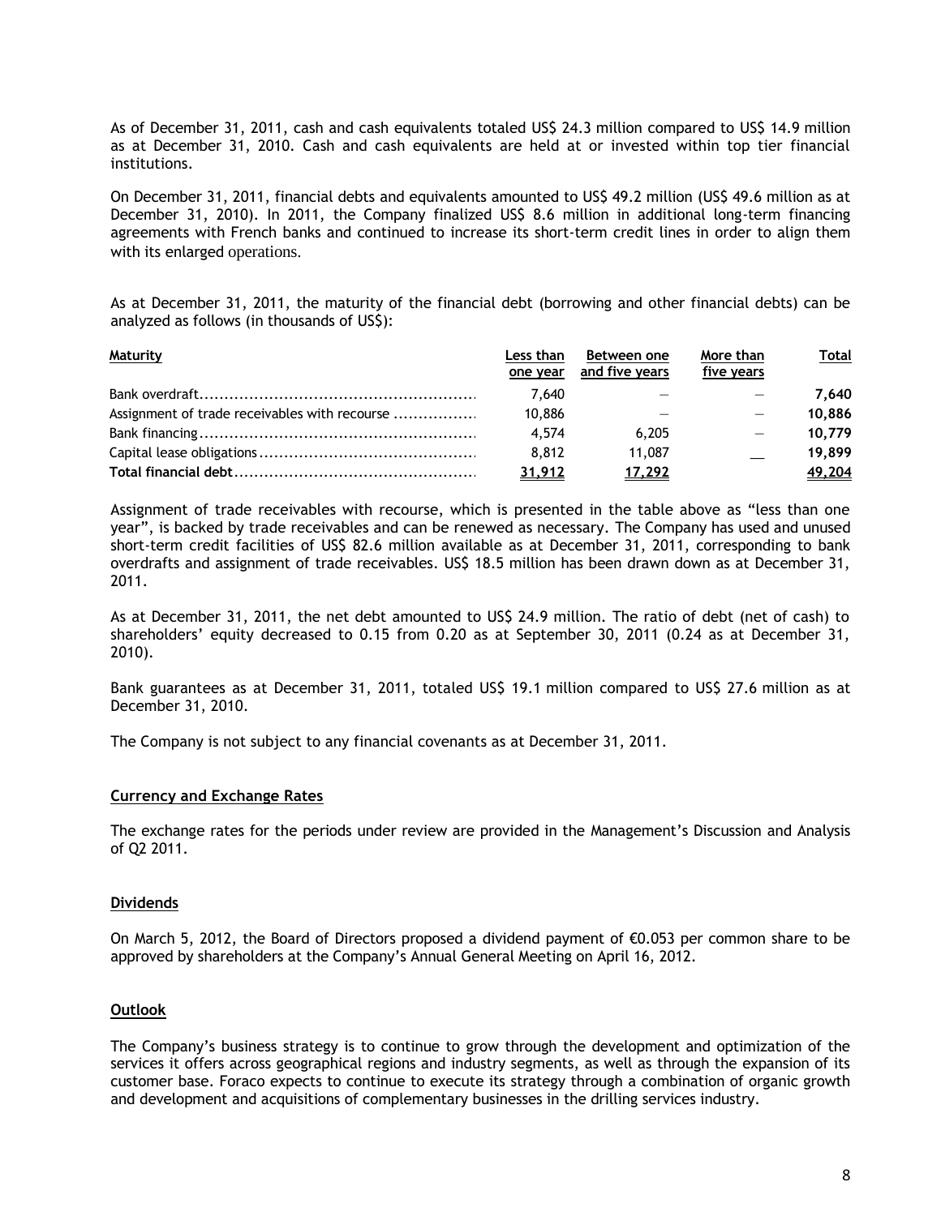As of December 31, 2011, cash and cash equivalents totaled US$ 24.3 million compared to US$ 14.9 million as at December 31, 2010. Cash and cash equivalents are held at or invested within top tier financial institutions.

On December 31, 2011, financial debts and equivalents amounted to US$ 49.2 million (US$ 49.6 million as at December 31, 2010). In 2011, the Company finalized US$ 8.6 million in additional long-term financing agreements with French banks and continued to increase its short-term credit lines in order to align them with its enlarged operations.

As at December 31, 2011, the maturity of the financial debt (borrowing and other financial debts) can be analyzed as follows (in thousands of US$):

| Maturity | Less than one year | Between one and five years | More than five years | Total |
|---|---|---|---|---|
| Bank overdraft | 7,640 | — | — | **7,640** |
| Assignment of trade receivables with recourse | 10,886 | — | — | **10,886** |
| Bank financing | 4,574 | 6,205 | — | **10,779** |
| Capital lease obligations | 8,812 | 11,087 | __ | **19,899** |
| **Total financial debt** | **31,912** | **17,292** | | **49,204** |

Assignment of trade receivables with recourse, which is presented in the table above as "less than one year", is backed by trade receivables and can be renewed as necessary. The Company has used and unused short-term credit facilities of US$ 82.6 million available as at December 31, 2011, corresponding to bank overdrafts and assignment of trade receivables. US$ 18.5 million has been drawn down as at December 31, 2011.

As at December 31, 2011, the net debt amounted to US$ 24.9 million. The ratio of debt (net of cash) to shareholders' equity decreased to 0.15 from 0.20 as at September 30, 2011 (0.24 as at December 31, 2010).

Bank guarantees as at December 31, 2011, totaled US$ 19.1 million compared to US$ 27.6 million as at December 31, 2010.

The Company is not subject to any financial covenants as at December 31, 2011.

## Currency and Exchange Rates

The exchange rates for the periods under review are provided in the Management's Discussion and Analysis of Q2 2011.

## Dividends

On March 5, 2012, the Board of Directors proposed a dividend payment of €0.053 per common share to be approved by shareholders at the Company's Annual General Meeting on April 16, 2012.

## Outlook

The Company's business strategy is to continue to grow through the development and optimization of the services it offers across geographical regions and industry segments, as well as through the expansion of its customer base. Foraco expects to continue to execute its strategy through a combination of organic growth and development and acquisitions of complementary businesses in the drilling services industry.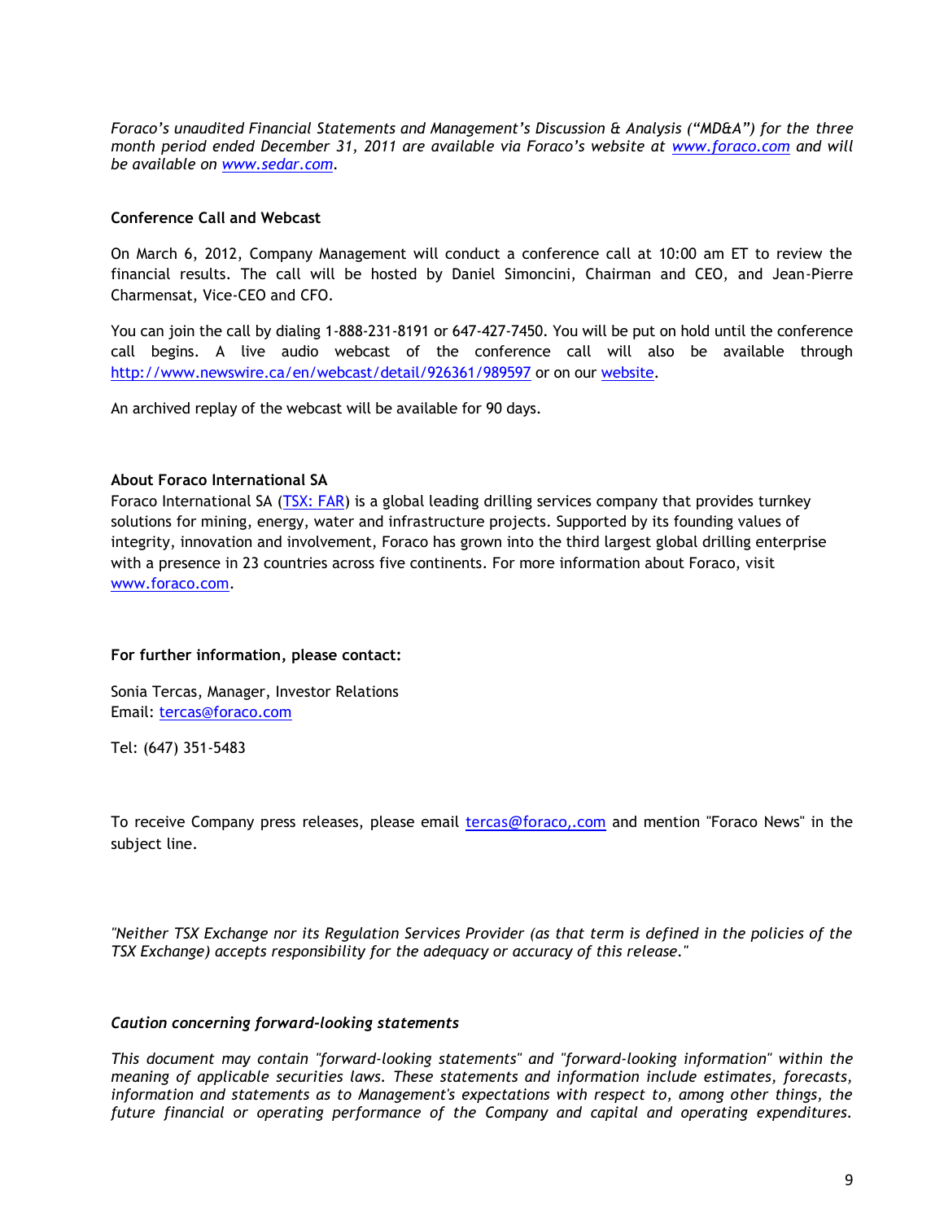*Foraco's unaudited Financial Statements and Management's Discussion & Analysis ("MD&A") for the three month period ended December 31, 2011 are available via Foraco's website at [www.foraco.com](http://www.foraco.com) and will be available on [www.sedar.com](http://www.sedar.com).*

**Conference Call and Webcast**

On March 6, 2012, Company Management will conduct a conference call at 10:00 am ET to review the financial results. The call will be hosted by Daniel Simoncini, Chairman and CEO, and Jean-Pierre Charmensat, Vice-CEO and CFO.

You can join the call by dialing 1-888-231-8191 or 647-427-7450. You will be put on hold until the conference call begins. A live audio webcast of the conference call will also be available through [http://www.newswire.ca/en/webcast/detail/926361/989597](http://www.newswire.ca/en/webcast/detail/926361/989597) or on our website.

An archived replay of the webcast will be available for 90 days.

**About Foraco International SA**

Foraco International SA (TSX: FAR) is a global leading drilling services company that provides turnkey solutions for mining, energy, water and infrastructure projects. Supported by its founding values of integrity, innovation and involvement, Foraco has grown into the third largest global drilling enterprise with a presence in 23 countries across five continents. For more information about Foraco, visit [www.foraco.com](http://www.foraco.com).

**For further information, please contact:**

Sonia Tercas, Manager, Investor Relations
Email: tercas@foraco.com

Tel: (647) 351-5483

To receive Company press releases, please email tercas@foraco,.com and mention "Foraco News" in the subject line.

*"Neither TSX Exchange nor its Regulation Services Provider (as that term is defined in the policies of the TSX Exchange) accepts responsibility for the adequacy or accuracy of this release."*

***Caution concerning forward-looking statements***

*This document may contain "forward-looking statements" and "forward-looking information" within the meaning of applicable securities laws. These statements and information include estimates, forecasts, information and statements as to Management's expectations with respect to, among other things, the future financial or operating performance of the Company and capital and operating expenditures.*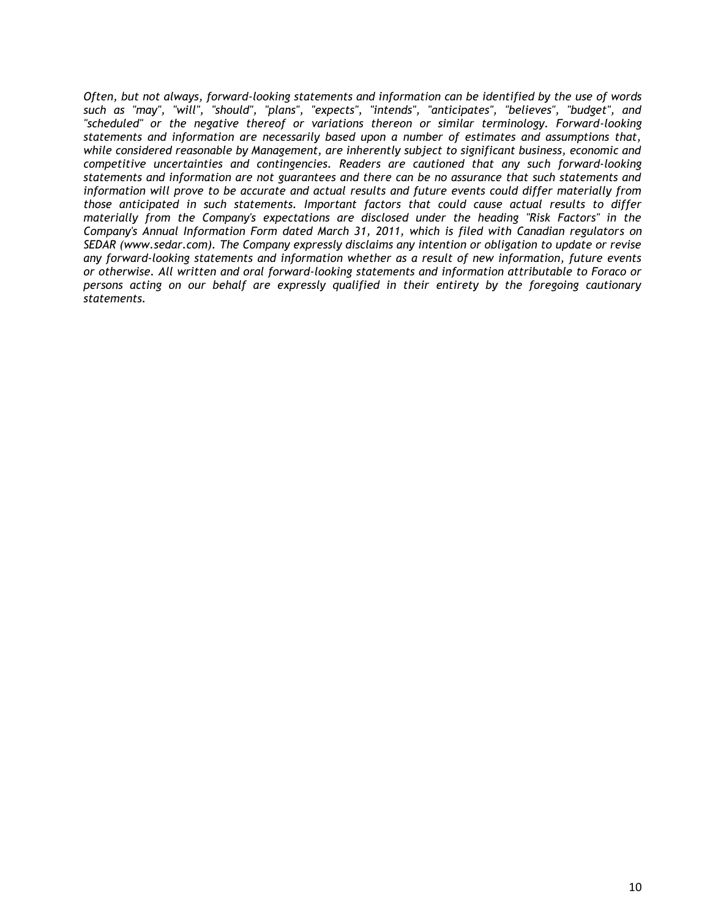*Often, but not always, forward-looking statements and information can be identified by the use of words such as "may", "will", "should", "plans", "expects", "intends", "anticipates", "believes", "budget", and "scheduled" or the negative thereof or variations thereon or similar terminology. Forward-looking statements and information are necessarily based upon a number of estimates and assumptions that, while considered reasonable by Management, are inherently subject to significant business, economic and competitive uncertainties and contingencies. Readers are cautioned that any such forward-looking statements and information are not guarantees and there can be no assurance that such statements and information will prove to be accurate and actual results and future events could differ materially from those anticipated in such statements. Important factors that could cause actual results to differ materially from the Company's expectations are disclosed under the heading "Risk Factors" in the Company's Annual Information Form dated March 31, 2011, which is filed with Canadian regulators on SEDAR (www.sedar.com). The Company expressly disclaims any intention or obligation to update or revise any forward-looking statements and information whether as a result of new information, future events or otherwise. All written and oral forward-looking statements and information attributable to Foraco or persons acting on our behalf are expressly qualified in their entirety by the foregoing cautionary statements.*